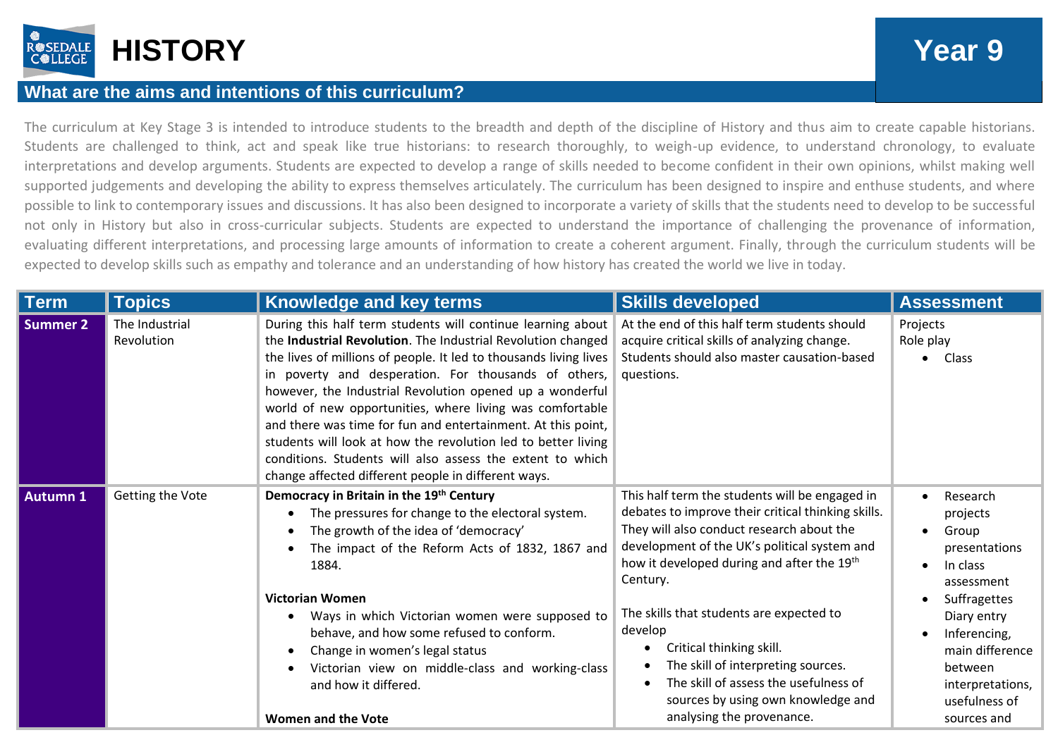# HISTORY

**Year 9**

## What are the aims and intentions of this curriculum?

The curriculum at Key Stage 3 is intended to introduce students to the breadth and depth of the discipline of History and thus aim to create capable historians. Students are challenged to think, act and speak like true historians: to research thoroughly, to weigh-up evidence, to understand chronology, to evaluate interpretations and develop arguments. Students are expected to develop a range of skills needed to become confident in their own opinions, whilst making well supported judgements and developing the ability to express themselves articulately. The curriculum has been designed to inspire and enthuse students, and where possible to link to contemporary issues and discussions. It has also been designed to incorporate a variety of skills that the students need to develop to be successful not only in History but also in cross-curricular subjects. Students are expected to understand the importance of challenging the provenance of information, evaluating different interpretations, and processing large amounts of information to create a coherent argument. Finally, through the curriculum students will be expected to develop skills such as empathy and tolerance and an understanding of how history has created the world we live in today.

| Term | Topics | Knowledge and key terms | Skills developed | Assessment |
|---|---|---|---|---|
| **Summer 2** | The Industrial Revolution | During this half term students will continue learning about the **Industrial Revolution**. The Industrial Revolution changed the lives of millions of people. It led to thousands living lives in poverty and desperation. For thousands of others, however, the Industrial Revolution opened up a wonderful world of new opportunities, where living was comfortable and there was time for fun and entertainment. At this point, students will look at how the revolution led to better living conditions. Students will also assess the extent to which change affected different people in different ways. | At the end of this half term students should acquire critical skills of analyzing change. Students should also master causation-based questions. | Projects<br>Role play<br>• Class |
| **Autumn 1** | Getting the Vote | **Democracy in Britain in the 19th Century**<br>• The pressures for change to the electoral system.<br>• The growth of the idea of 'democracy'<br>• The impact of the Reform Acts of 1832, 1867 and 1884.<br><br>**Victorian Women**<br>• Ways in which Victorian women were supposed to behave, and how some refused to conform.<br>• Change in women's legal status<br>• Victorian view on middle-class and working-class and how it differed.<br><br>**Women and the Vote** | This half term the students will be engaged in debates to improve their critical thinking skills. They will also conduct research about the development of the UK's political system and how it developed during and after the 19th Century.<br><br>The skills that students are expected to develop<br>• Critical thinking skill.<br>• The skill of interpreting sources.<br>• The skill of assess the usefulness of sources by using own knowledge and analysing the provenance. | • Research projects<br>• Group presentations<br>• In class assessment<br>• Suffragettes Diary entry<br>• Inferencing, main difference between interpretations, usefulness of sources and |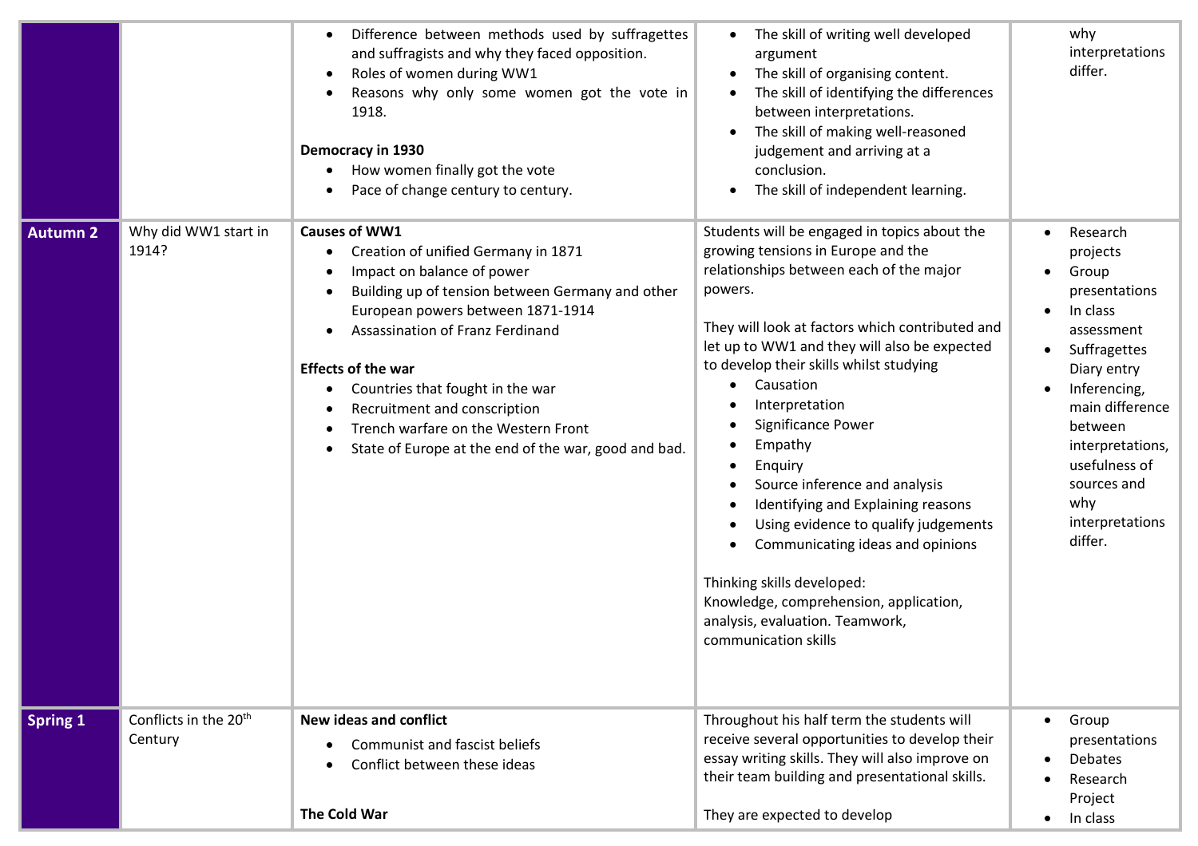| | | | | |
|---|---|---|---|---|
| | | • Difference between methods used by suffragettes and suffragists and why they faced opposition.<br>• Roles of women during WW1<br>• Reasons why only some women got the vote in 1918.<br><br>**Democracy in 1930**<br>• How women finally got the vote<br>• Pace of change century to century. | • The skill of writing well developed argument<br>• The skill of organising content.<br>• The skill of identifying the differences between interpretations.<br>• The skill of making well-reasoned judgement and arriving at a conclusion.<br>• The skill of independent learning. | why interpretations differ. |
| **Autumn 2** | Why did WW1 start in 1914? | **Causes of WW1**<br>• Creation of unified Germany in 1871<br>• Impact on balance of power<br>• Building up of tension between Germany and other European powers between 1871-1914<br>• Assassination of Franz Ferdinand<br><br>**Effects of the war**<br>• Countries that fought in the war<br>• Recruitment and conscription<br>• Trench warfare on the Western Front<br>• State of Europe at the end of the war, good and bad. | Students will be engaged in topics about the growing tensions in Europe and the relationships between each of the major powers.<br><br>They will look at factors which contributed and let up to WW1 and they will also be expected to develop their skills whilst studying<br>• Causation<br>• Interpretation<br>• Significance Power<br>• Empathy<br>• Enquiry<br>• Source inference and analysis<br>• Identifying and Explaining reasons<br>• Using evidence to qualify judgements<br>• Communicating ideas and opinions<br><br>Thinking skills developed:<br>Knowledge, comprehension, application, analysis, evaluation. Teamwork, communication skills | • Research projects<br>• Group presentations<br>• In class assessment<br>• Suffragettes Diary entry<br>• Inferencing, main difference between interpretations, usefulness of sources and why interpretations differ. |
| **Spring 1** | Conflicts in the 20th Century | **New ideas and conflict**<br>• Communist and fascist beliefs<br>• Conflict between these ideas<br><br>**The Cold War** | Throughout his half term the students will receive several opportunities to develop their essay writing skills. They will also improve on their team building and presentational skills.<br><br>They are expected to develop | • Group presentations<br>• Debates<br>• Research Project<br>• In class |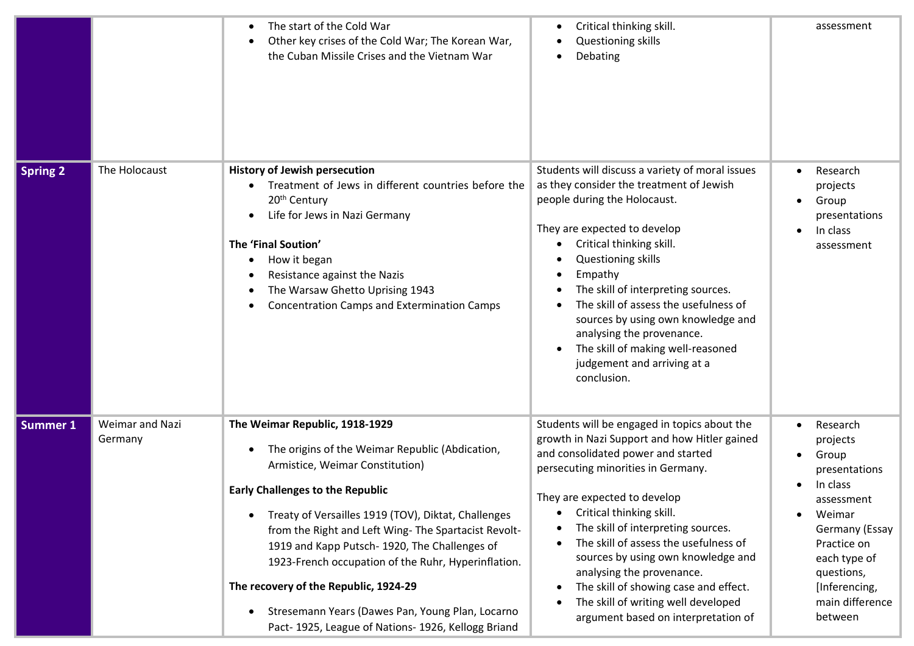| | | | | |
|---|---|---|---|---|
| | | • The start of the Cold War<br>• Other key crises of the Cold War; The Korean War, the Cuban Missile Crises and the Vietnam War | • Critical thinking skill.<br>• Questioning skills<br>• Debating | assessment |
| **Spring 2** | The Holocaust | **History of Jewish persecution**<br>• Treatment of Jews in different countries before the 20th Century<br>• Life for Jews in Nazi Germany<br><br>**The 'Final Soution'**<br>• How it began<br>• Resistance against the Nazis<br>• The Warsaw Ghetto Uprising 1943<br>• Concentration Camps and Extermination Camps | Students will discuss a variety of moral issues as they consider the treatment of Jewish people during the Holocaust.<br><br>They are expected to develop<br>• Critical thinking skill.<br>• Questioning skills<br>• Empathy<br>• The skill of interpreting sources.<br>• The skill of assess the usefulness of sources by using own knowledge and analysing the provenance.<br>• The skill of making well-reasoned judgement and arriving at a conclusion. | • Research projects<br>• Group presentations<br>• In class assessment |
| **Summer 1** | Weimar and Nazi Germany | **The Weimar Republic, 1918-1929**<br>• The origins of the Weimar Republic (Abdication, Armistice, Weimar Constitution)<br><br>**Early Challenges to the Republic**<br>• Treaty of Versailles 1919 (TOV), Diktat, Challenges from the Right and Left Wing- The Spartacist Revolt-1919 and Kapp Putsch- 1920, The Challenges of 1923-French occupation of the Ruhr, Hyperinflation.<br><br>**The recovery of the Republic, 1924-29**<br>• Stresemann Years (Dawes Pan, Young Plan, Locarno Pact- 1925, League of Nations- 1926, Kellogg Briand | Students will be engaged in topics about the growth in Nazi Support and how Hitler gained and consolidated power and started persecuting minorities in Germany.<br><br>They are expected to develop<br>• Critical thinking skill.<br>• The skill of interpreting sources.<br>• The skill of assess the usefulness of sources by using own knowledge and analysing the provenance.<br>• The skill of showing case and effect.<br>• The skill of writing well developed argument based on interpretation of | • Research projects<br>• Group presentations<br>• In class assessment<br>• Weimar Germany (Essay Practice on each type of questions, [Inferencing, main difference between |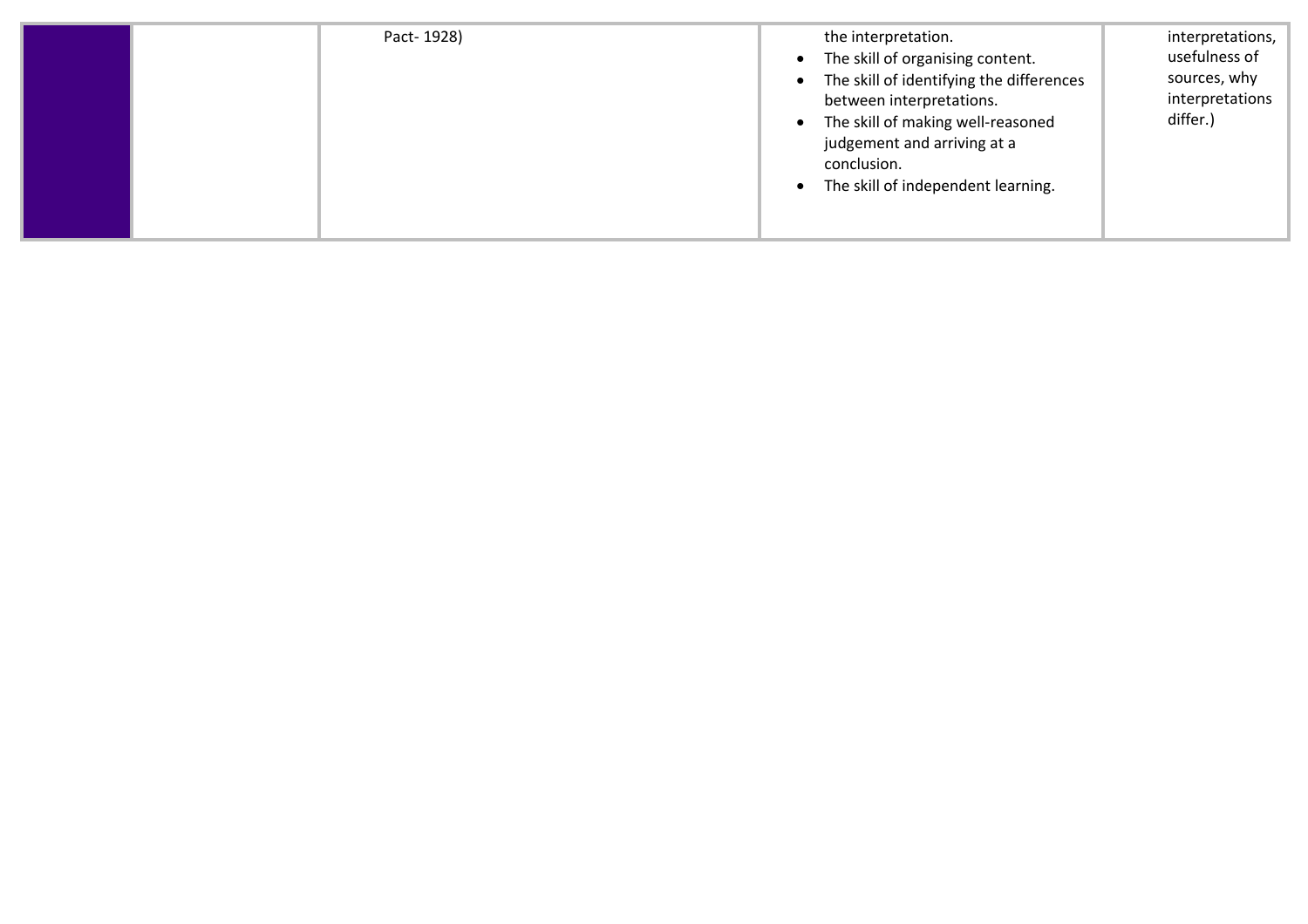| | | | | |
|---|---|---|---|---|
| | | Pact- 1928) | the interpretation.<br>• The skill of organising content.<br>• The skill of identifying the differences between interpretations.<br>• The skill of making well-reasoned judgement and arriving at a conclusion.<br>• The skill of independent learning. | interpretations, usefulness of sources, why interpretations differ.) |